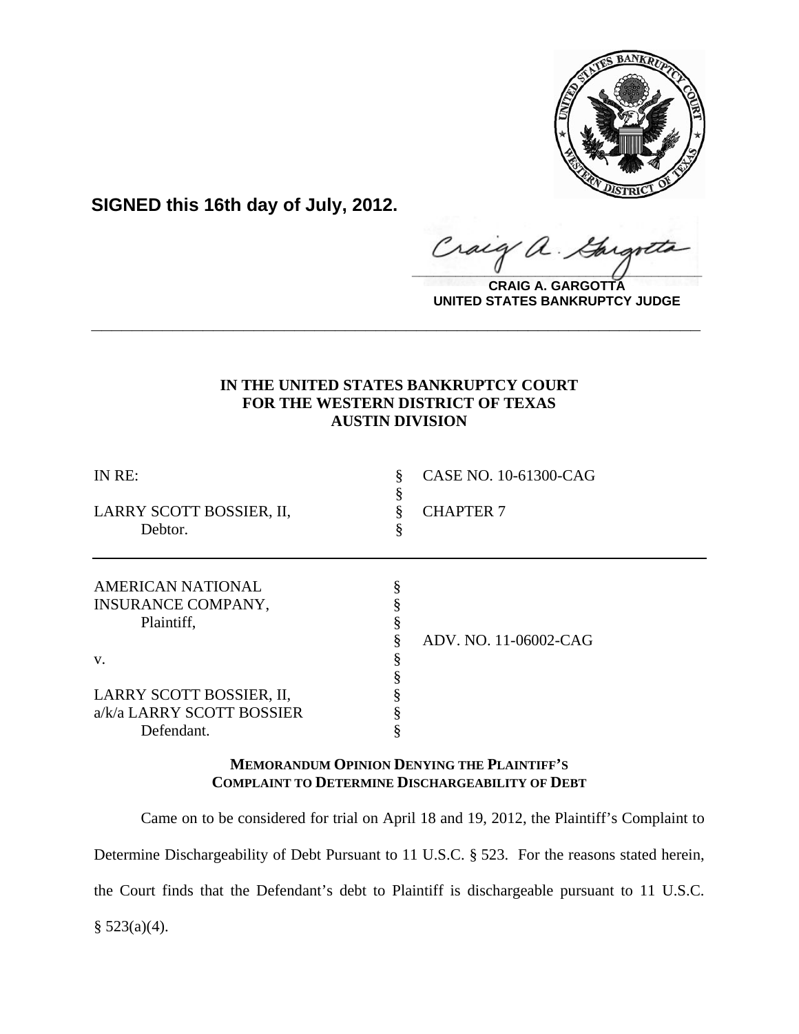**SIGNED this 16th day of July, 2012.**

**CRAIG A. GARGOTTA**
**UNITED STATES BANKRUPTCY JUDGE**

---

**IN THE UNITED STATES BANKRUPTCY COURT**
**FOR THE WESTERN DISTRICT OF TEXAS**
**AUSTIN DIVISION**

| | | |
|---|---|---|
| IN RE: | § | CASE NO. 10-61300-CAG |
| | § | |
| LARRY SCOTT BOSSIER, II, | § | CHAPTER 7 |
| Debtor. | § | |

---

| | | |
|---|---|---|
| AMERICAN NATIONAL | § | |
| INSURANCE COMPANY, | § | |
| Plaintiff, | § | |
| | § | ADV. NO. 11-06002-CAG |
| v. | § | |
| | § | |
| LARRY SCOTT BOSSIER, II, | § | |
| a/k/a LARRY SCOTT BOSSIER | § | |
| Defendant. | § | |

**MEMORANDUM OPINION DENYING THE PLAINTIFF'S COMPLAINT TO DETERMINE DISCHARGEABILITY OF DEBT**

Came on to be considered for trial on April 18 and 19, 2012, the Plaintiff's Complaint to Determine Dischargeability of Debt Pursuant to 11 U.S.C. § 523. For the reasons stated herein, the Court finds that the Defendant's debt to Plaintiff is dischargeable pursuant to 11 U.S.C. § 523(a)(4).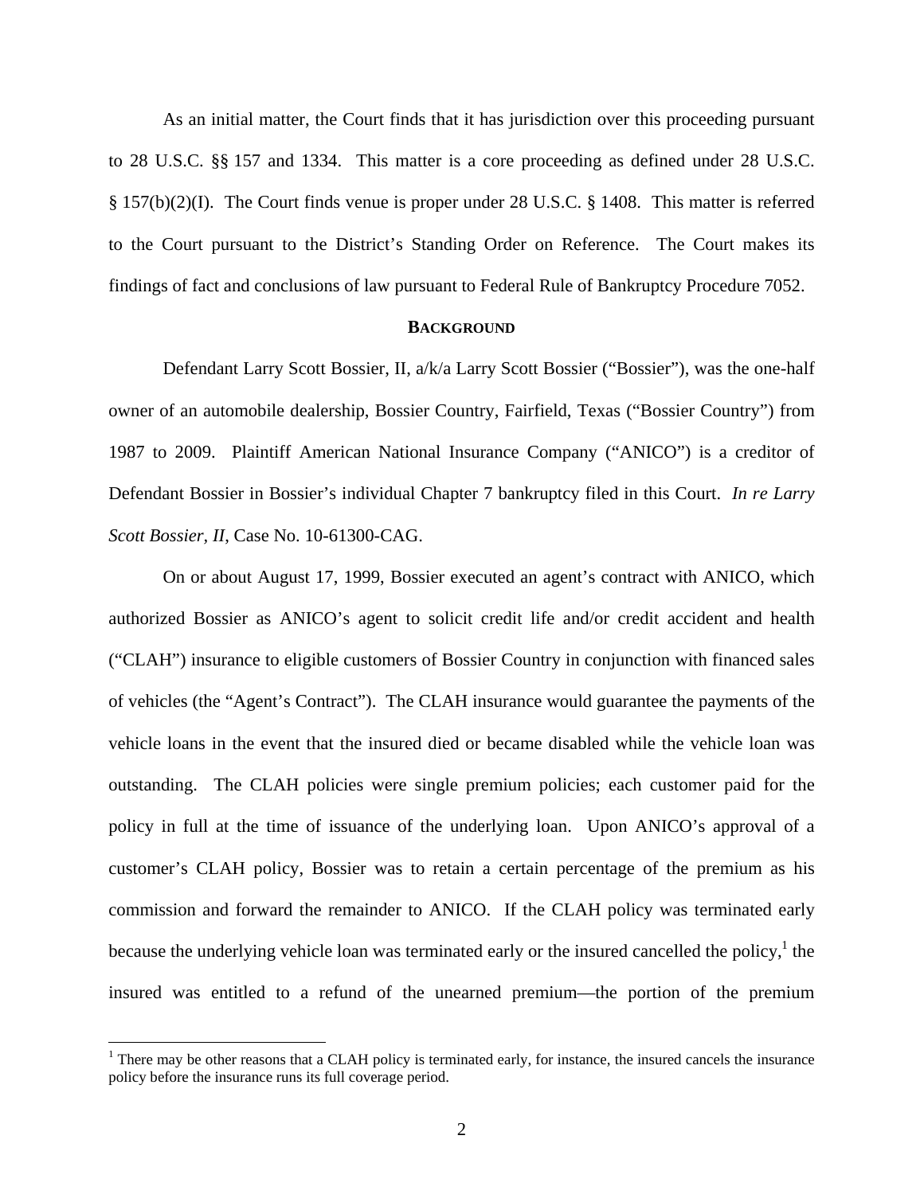As an initial matter, the Court finds that it has jurisdiction over this proceeding pursuant to 28 U.S.C. §§ 157 and 1334. This matter is a core proceeding as defined under 28 U.S.C. § 157(b)(2)(I). The Court finds venue is proper under 28 U.S.C. § 1408. This matter is referred to the Court pursuant to the District's Standing Order on Reference. The Court makes its findings of fact and conclusions of law pursuant to Federal Rule of Bankruptcy Procedure 7052.

## BACKGROUND

Defendant Larry Scott Bossier, II, a/k/a Larry Scott Bossier ("Bossier"), was the one-half owner of an automobile dealership, Bossier Country, Fairfield, Texas ("Bossier Country") from 1987 to 2009. Plaintiff American National Insurance Company ("ANICO") is a creditor of Defendant Bossier in Bossier's individual Chapter 7 bankruptcy filed in this Court. *In re Larry Scott Bossier, II*, Case No. 10-61300-CAG.

On or about August 17, 1999, Bossier executed an agent's contract with ANICO, which authorized Bossier as ANICO's agent to solicit credit life and/or credit accident and health ("CLAH") insurance to eligible customers of Bossier Country in conjunction with financed sales of vehicles (the "Agent's Contract"). The CLAH insurance would guarantee the payments of the vehicle loans in the event that the insured died or became disabled while the vehicle loan was outstanding. The CLAH policies were single premium policies; each customer paid for the policy in full at the time of issuance of the underlying loan. Upon ANICO's approval of a customer's CLAH policy, Bossier was to retain a certain percentage of the premium as his commission and forward the remainder to ANICO. If the CLAH policy was terminated early because the underlying vehicle loan was terminated early or the insured cancelled the policy,[1] the insured was entitled to a refund of the unearned premium—the portion of the premium

[1] There may be other reasons that a CLAH policy is terminated early, for instance, the insured cancels the insurance policy before the insurance runs its full coverage period.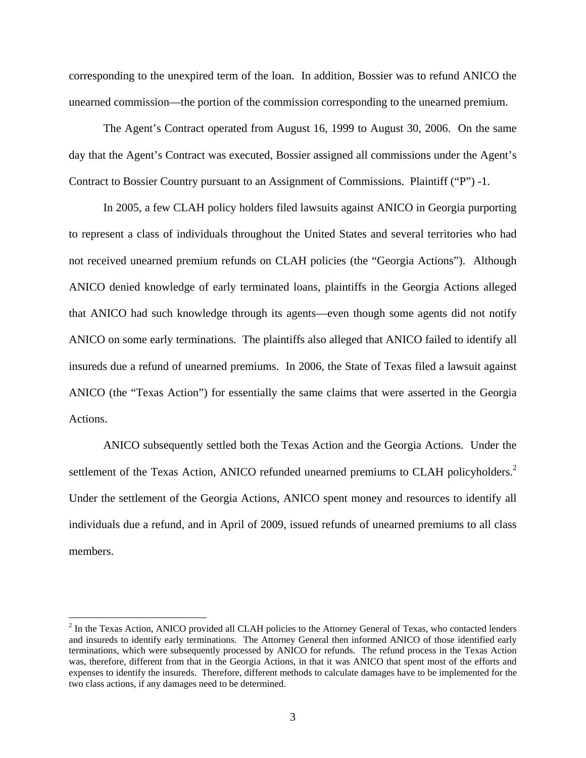corresponding to the unexpired term of the loan. In addition, Bossier was to refund ANICO the unearned commission—the portion of the commission corresponding to the unearned premium.

The Agent's Contract operated from August 16, 1999 to August 30, 2006. On the same day that the Agent's Contract was executed, Bossier assigned all commissions under the Agent's Contract to Bossier Country pursuant to an Assignment of Commissions. Plaintiff ("P") -1.

In 2005, a few CLAH policy holders filed lawsuits against ANICO in Georgia purporting to represent a class of individuals throughout the United States and several territories who had not received unearned premium refunds on CLAH policies (the "Georgia Actions"). Although ANICO denied knowledge of early terminated loans, plaintiffs in the Georgia Actions alleged that ANICO had such knowledge through its agents—even though some agents did not notify ANICO on some early terminations. The plaintiffs also alleged that ANICO failed to identify all insureds due a refund of unearned premiums. In 2006, the State of Texas filed a lawsuit against ANICO (the "Texas Action") for essentially the same claims that were asserted in the Georgia Actions.

ANICO subsequently settled both the Texas Action and the Georgia Actions. Under the settlement of the Texas Action, ANICO refunded unearned premiums to CLAH policyholders.[2] Under the settlement of the Georgia Actions, ANICO spent money and resources to identify all individuals due a refund, and in April of 2009, issued refunds of unearned premiums to all class members.

---

[2] In the Texas Action, ANICO provided all CLAH policies to the Attorney General of Texas, who contacted lenders and insureds to identify early terminations. The Attorney General then informed ANICO of those identified early terminations, which were subsequently processed by ANICO for refunds. The refund process in the Texas Action was, therefore, different from that in the Georgia Actions, in that it was ANICO that spent most of the efforts and expenses to identify the insureds. Therefore, different methods to calculate damages have to be implemented for the two class actions, if any damages need to be determined.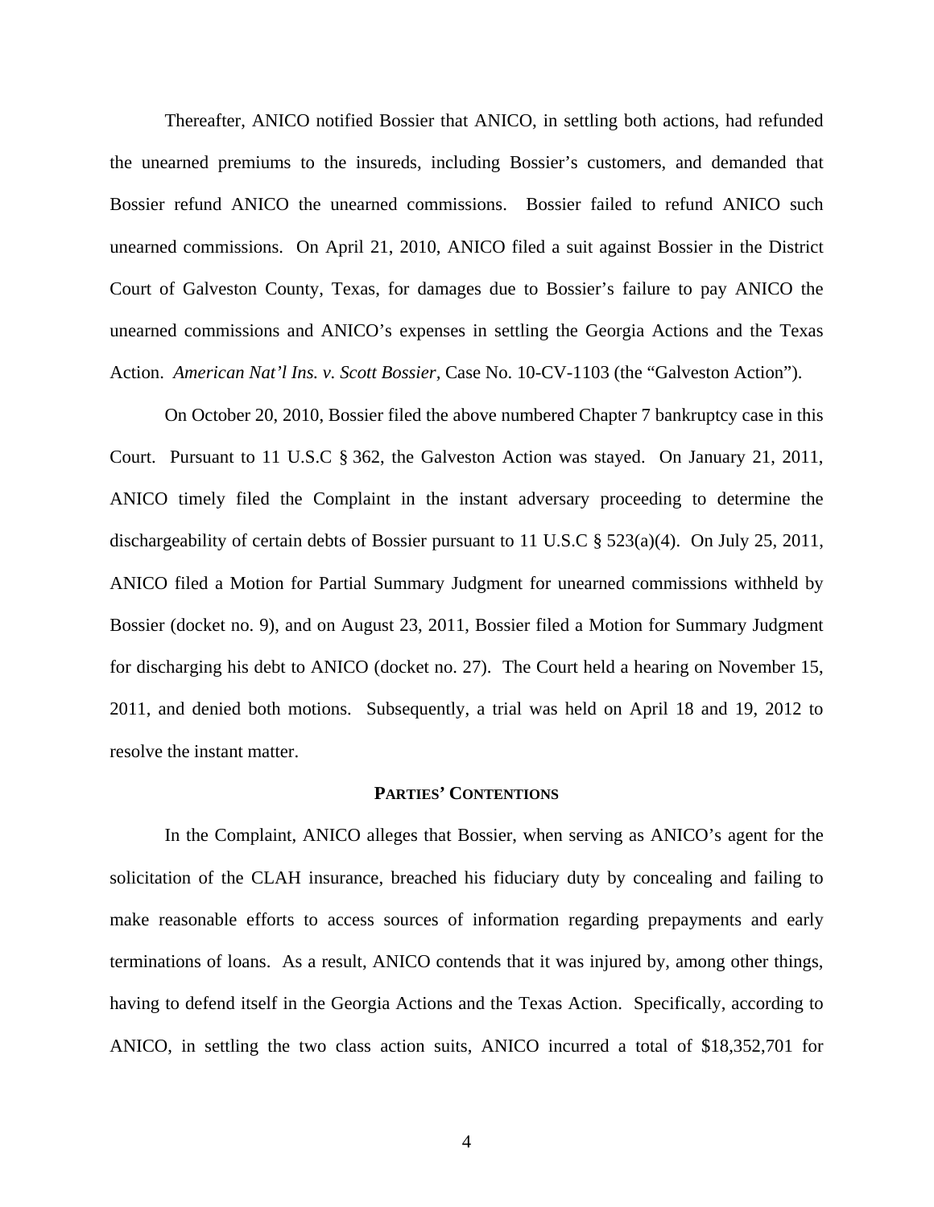Thereafter, ANICO notified Bossier that ANICO, in settling both actions, had refunded the unearned premiums to the insureds, including Bossier's customers, and demanded that Bossier refund ANICO the unearned commissions. Bossier failed to refund ANICO such unearned commissions. On April 21, 2010, ANICO filed a suit against Bossier in the District Court of Galveston County, Texas, for damages due to Bossier's failure to pay ANICO the unearned commissions and ANICO's expenses in settling the Georgia Actions and the Texas Action. *American Nat'l Ins. v. Scott Bossier*, Case No. 10-CV-1103 (the "Galveston Action").

On October 20, 2010, Bossier filed the above numbered Chapter 7 bankruptcy case in this Court. Pursuant to 11 U.S.C § 362, the Galveston Action was stayed. On January 21, 2011, ANICO timely filed the Complaint in the instant adversary proceeding to determine the dischargeability of certain debts of Bossier pursuant to 11 U.S.C § 523(a)(4). On July 25, 2011, ANICO filed a Motion for Partial Summary Judgment for unearned commissions withheld by Bossier (docket no. 9), and on August 23, 2011, Bossier filed a Motion for Summary Judgment for discharging his debt to ANICO (docket no. 27). The Court held a hearing on November 15, 2011, and denied both motions. Subsequently, a trial was held on April 18 and 19, 2012 to resolve the instant matter.

## PARTIES' CONTENTIONS

In the Complaint, ANICO alleges that Bossier, when serving as ANICO's agent for the solicitation of the CLAH insurance, breached his fiduciary duty by concealing and failing to make reasonable efforts to access sources of information regarding prepayments and early terminations of loans. As a result, ANICO contends that it was injured by, among other things, having to defend itself in the Georgia Actions and the Texas Action. Specifically, according to ANICO, in settling the two class action suits, ANICO incurred a total of $18,352,701 for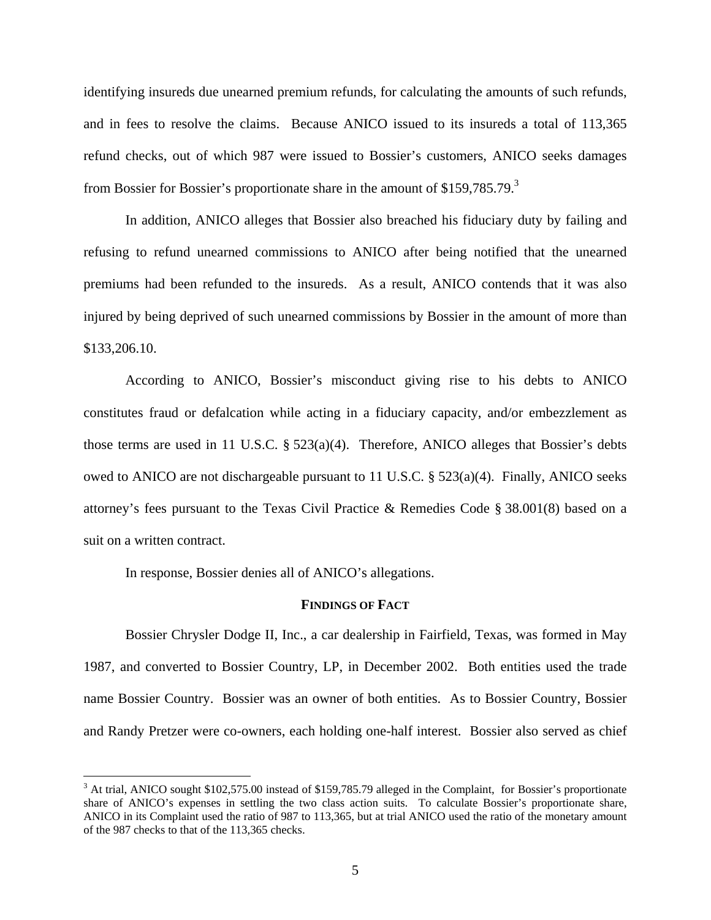identifying insureds due unearned premium refunds, for calculating the amounts of such refunds, and in fees to resolve the claims. Because ANICO issued to its insureds a total of 113,365 refund checks, out of which 987 were issued to Bossier's customers, ANICO seeks damages from Bossier for Bossier's proportionate share in the amount of $159,785.79.[3]

In addition, ANICO alleges that Bossier also breached his fiduciary duty by failing and refusing to refund unearned commissions to ANICO after being notified that the unearned premiums had been refunded to the insureds. As a result, ANICO contends that it was also injured by being deprived of such unearned commissions by Bossier in the amount of more than $133,206.10.

According to ANICO, Bossier's misconduct giving rise to his debts to ANICO constitutes fraud or defalcation while acting in a fiduciary capacity, and/or embezzlement as those terms are used in 11 U.S.C. § 523(a)(4). Therefore, ANICO alleges that Bossier's debts owed to ANICO are not dischargeable pursuant to 11 U.S.C. § 523(a)(4). Finally, ANICO seeks attorney's fees pursuant to the Texas Civil Practice & Remedies Code § 38.001(8) based on a suit on a written contract.

In response, Bossier denies all of ANICO's allegations.

## FINDINGS OF FACT

Bossier Chrysler Dodge II, Inc., a car dealership in Fairfield, Texas, was formed in May 1987, and converted to Bossier Country, LP, in December 2002. Both entities used the trade name Bossier Country. Bossier was an owner of both entities. As to Bossier Country, Bossier and Randy Pretzer were co-owners, each holding one-half interest. Bossier also served as chief

---

[3] At trial, ANICO sought $102,575.00 instead of $159,785.79 alleged in the Complaint, for Bossier's proportionate share of ANICO's expenses in settling the two class action suits. To calculate Bossier's proportionate share, ANICO in its Complaint used the ratio of 987 to 113,365, but at trial ANICO used the ratio of the monetary amount of the 987 checks to that of the 113,365 checks.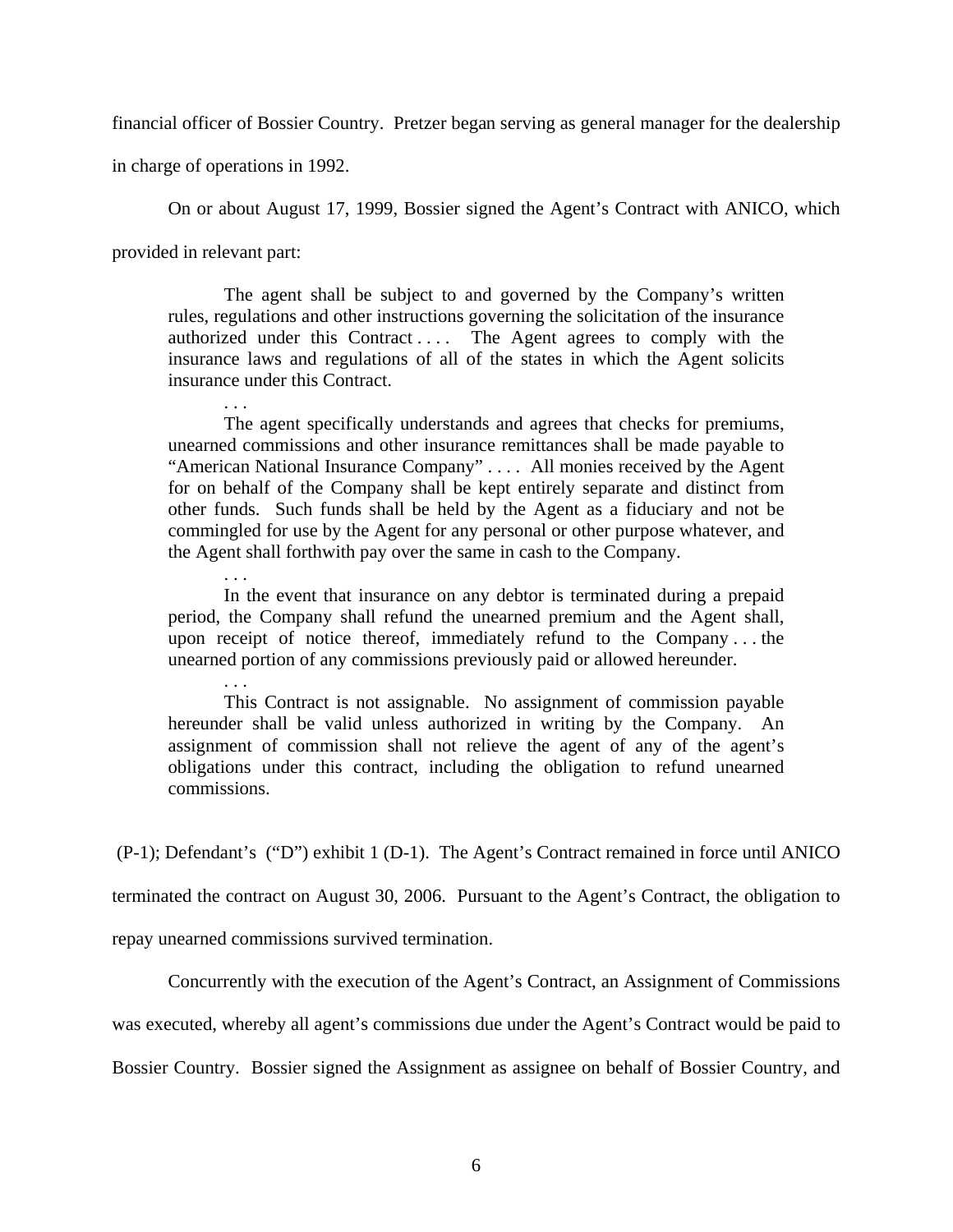financial officer of Bossier Country. Pretzer began serving as general manager for the dealership in charge of operations in 1992.

On or about August 17, 1999, Bossier signed the Agent's Contract with ANICO, which provided in relevant part:

> The agent shall be subject to and governed by the Company's written rules, regulations and other instructions governing the solicitation of the insurance authorized under this Contract . . . . The Agent agrees to comply with the insurance laws and regulations of all of the states in which the Agent solicits insurance under this Contract.
>
> . . .
>
> The agent specifically understands and agrees that checks for premiums, unearned commissions and other insurance remittances shall be made payable to "American National Insurance Company" . . . . All monies received by the Agent for on behalf of the Company shall be kept entirely separate and distinct from other funds. Such funds shall be held by the Agent as a fiduciary and not be commingled for use by the Agent for any personal or other purpose whatever, and the Agent shall forthwith pay over the same in cash to the Company.
>
> . . .
>
> In the event that insurance on any debtor is terminated during a prepaid period, the Company shall refund the unearned premium and the Agent shall, upon receipt of notice thereof, immediately refund to the Company . . . the unearned portion of any commissions previously paid or allowed hereunder.
>
> . . .
>
> This Contract is not assignable. No assignment of commission payable hereunder shall be valid unless authorized in writing by the Company. An assignment of commission shall not relieve the agent of any of the agent's obligations under this contract, including the obligation to refund unearned commissions.

(P-1); Defendant's ("D") exhibit 1 (D-1). The Agent's Contract remained in force until ANICO terminated the contract on August 30, 2006. Pursuant to the Agent's Contract, the obligation to repay unearned commissions survived termination.

Concurrently with the execution of the Agent's Contract, an Assignment of Commissions was executed, whereby all agent's commissions due under the Agent's Contract would be paid to Bossier Country. Bossier signed the Assignment as assignee on behalf of Bossier Country, and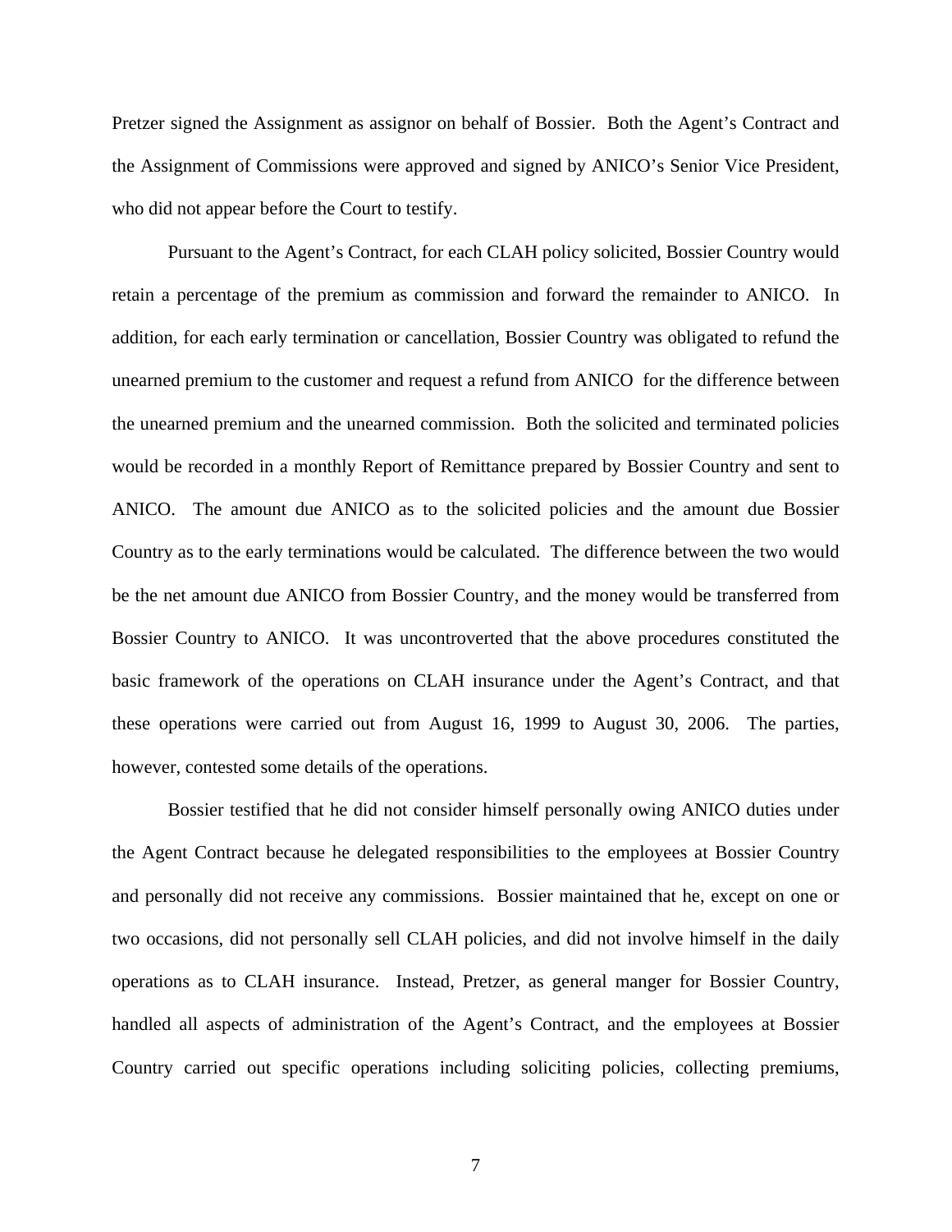Pretzer signed the Assignment as assignor on behalf of Bossier. Both the Agent's Contract and the Assignment of Commissions were approved and signed by ANICO's Senior Vice President, who did not appear before the Court to testify.

Pursuant to the Agent's Contract, for each CLAH policy solicited, Bossier Country would retain a percentage of the premium as commission and forward the remainder to ANICO. In addition, for each early termination or cancellation, Bossier Country was obligated to refund the unearned premium to the customer and request a refund from ANICO for the difference between the unearned premium and the unearned commission. Both the solicited and terminated policies would be recorded in a monthly Report of Remittance prepared by Bossier Country and sent to ANICO. The amount due ANICO as to the solicited policies and the amount due Bossier Country as to the early terminations would be calculated. The difference between the two would be the net amount due ANICO from Bossier Country, and the money would be transferred from Bossier Country to ANICO. It was uncontroverted that the above procedures constituted the basic framework of the operations on CLAH insurance under the Agent's Contract, and that these operations were carried out from August 16, 1999 to August 30, 2006. The parties, however, contested some details of the operations.

Bossier testified that he did not consider himself personally owing ANICO duties under the Agent Contract because he delegated responsibilities to the employees at Bossier Country and personally did not receive any commissions. Bossier maintained that he, except on one or two occasions, did not personally sell CLAH policies, and did not involve himself in the daily operations as to CLAH insurance. Instead, Pretzer, as general manger for Bossier Country, handled all aspects of administration of the Agent's Contract, and the employees at Bossier Country carried out specific operations including soliciting policies, collecting premiums,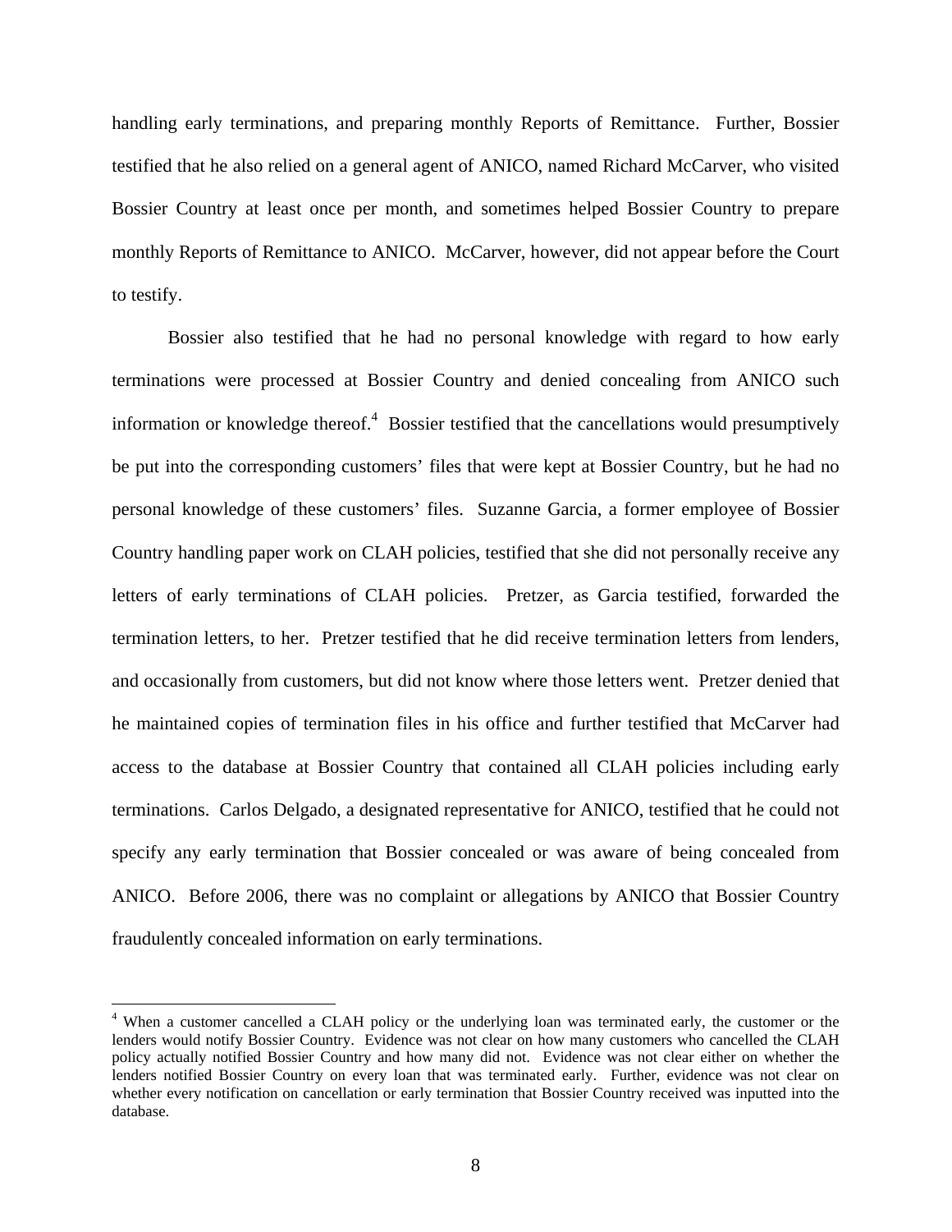handling early terminations, and preparing monthly Reports of Remittance. Further, Bossier testified that he also relied on a general agent of ANICO, named Richard McCarver, who visited Bossier Country at least once per month, and sometimes helped Bossier Country to prepare monthly Reports of Remittance to ANICO. McCarver, however, did not appear before the Court to testify.

Bossier also testified that he had no personal knowledge with regard to how early terminations were processed at Bossier Country and denied concealing from ANICO such information or knowledge thereof.[4] Bossier testified that the cancellations would presumptively be put into the corresponding customers' files that were kept at Bossier Country, but he had no personal knowledge of these customers' files. Suzanne Garcia, a former employee of Bossier Country handling paper work on CLAH policies, testified that she did not personally receive any letters of early terminations of CLAH policies. Pretzer, as Garcia testified, forwarded the termination letters, to her. Pretzer testified that he did receive termination letters from lenders, and occasionally from customers, but did not know where those letters went. Pretzer denied that he maintained copies of termination files in his office and further testified that McCarver had access to the database at Bossier Country that contained all CLAH policies including early terminations. Carlos Delgado, a designated representative for ANICO, testified that he could not specify any early termination that Bossier concealed or was aware of being concealed from ANICO. Before 2006, there was no complaint or allegations by ANICO that Bossier Country fraudulently concealed information on early terminations.

---

[4] When a customer cancelled a CLAH policy or the underlying loan was terminated early, the customer or the lenders would notify Bossier Country. Evidence was not clear on how many customers who cancelled the CLAH policy actually notified Bossier Country and how many did not. Evidence was not clear either on whether the lenders notified Bossier Country on every loan that was terminated early. Further, evidence was not clear on whether every notification on cancellation or early termination that Bossier Country received was inputted into the database.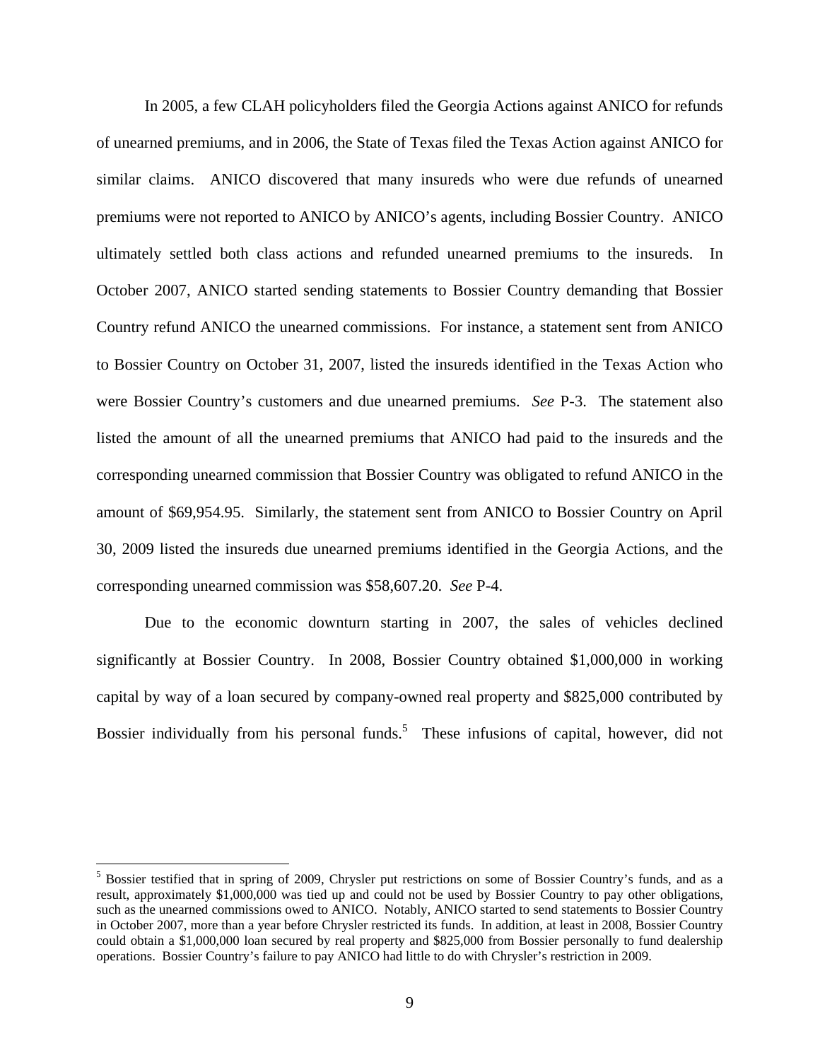In 2005, a few CLAH policyholders filed the Georgia Actions against ANICO for refunds of unearned premiums, and in 2006, the State of Texas filed the Texas Action against ANICO for similar claims. ANICO discovered that many insureds who were due refunds of unearned premiums were not reported to ANICO by ANICO's agents, including Bossier Country. ANICO ultimately settled both class actions and refunded unearned premiums to the insureds. In October 2007, ANICO started sending statements to Bossier Country demanding that Bossier Country refund ANICO the unearned commissions. For instance, a statement sent from ANICO to Bossier Country on October 31, 2007, listed the insureds identified in the Texas Action who were Bossier Country's customers and due unearned premiums. *See* P-3. The statement also listed the amount of all the unearned premiums that ANICO had paid to the insureds and the corresponding unearned commission that Bossier Country was obligated to refund ANICO in the amount of $69,954.95. Similarly, the statement sent from ANICO to Bossier Country on April 30, 2009 listed the insureds due unearned premiums identified in the Georgia Actions, and the corresponding unearned commission was $58,607.20. *See* P-4.

Due to the economic downturn starting in 2007, the sales of vehicles declined significantly at Bossier Country. In 2008, Bossier Country obtained $1,000,000 in working capital by way of a loan secured by company-owned real property and $825,000 contributed by Bossier individually from his personal funds.[5] These infusions of capital, however, did not

---

[5] Bossier testified that in spring of 2009, Chrysler put restrictions on some of Bossier Country's funds, and as a result, approximately $1,000,000 was tied up and could not be used by Bossier Country to pay other obligations, such as the unearned commissions owed to ANICO. Notably, ANICO started to send statements to Bossier Country in October 2007, more than a year before Chrysler restricted its funds. In addition, at least in 2008, Bossier Country could obtain a $1,000,000 loan secured by real property and $825,000 from Bossier personally to fund dealership operations. Bossier Country's failure to pay ANICO had little to do with Chrysler's restriction in 2009.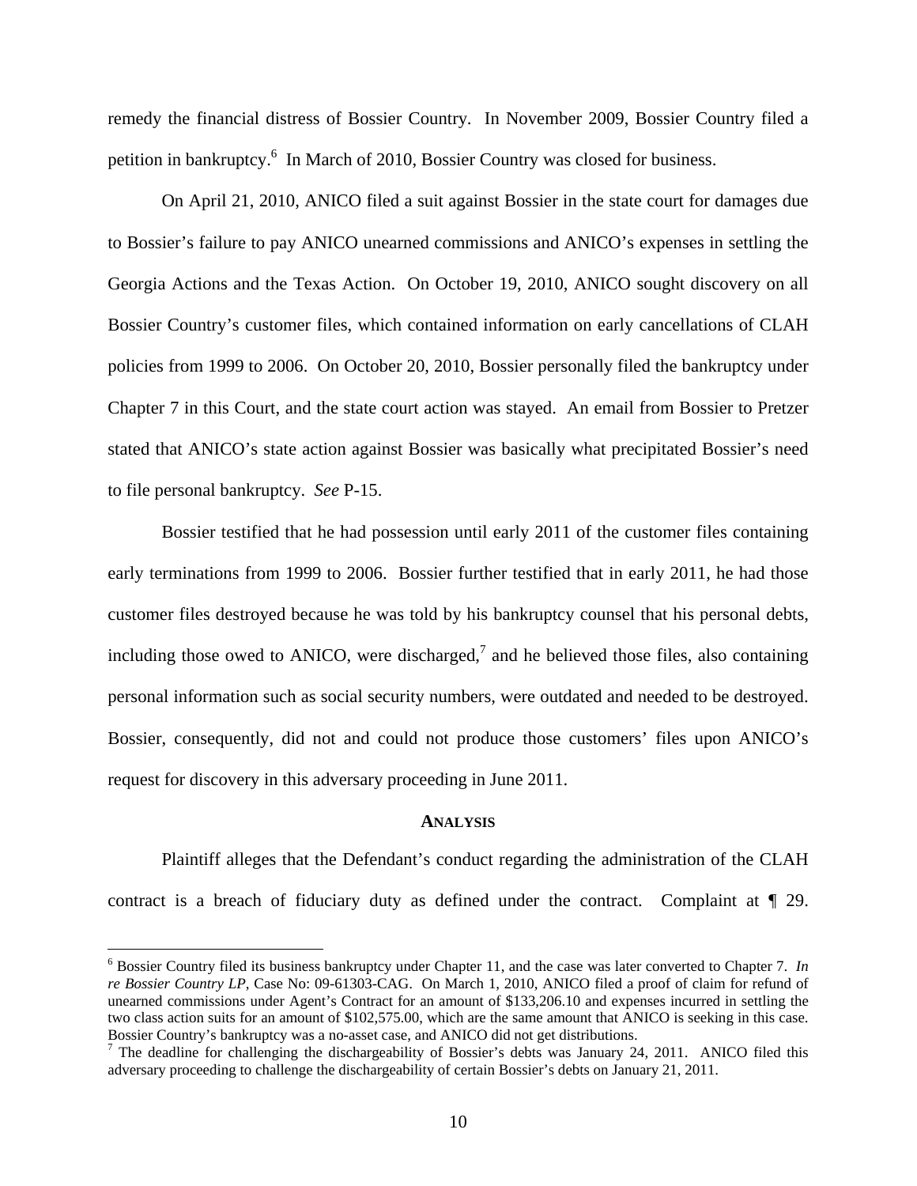remedy the financial distress of Bossier Country. In November 2009, Bossier Country filed a petition in bankruptcy.[6] In March of 2010, Bossier Country was closed for business.

On April 21, 2010, ANICO filed a suit against Bossier in the state court for damages due to Bossier's failure to pay ANICO unearned commissions and ANICO's expenses in settling the Georgia Actions and the Texas Action. On October 19, 2010, ANICO sought discovery on all Bossier Country's customer files, which contained information on early cancellations of CLAH policies from 1999 to 2006. On October 20, 2010, Bossier personally filed the bankruptcy under Chapter 7 in this Court, and the state court action was stayed. An email from Bossier to Pretzer stated that ANICO's state action against Bossier was basically what precipitated Bossier's need to file personal bankruptcy. *See* P-15.

Bossier testified that he had possession until early 2011 of the customer files containing early terminations from 1999 to 2006. Bossier further testified that in early 2011, he had those customer files destroyed because he was told by his bankruptcy counsel that his personal debts, including those owed to ANICO, were discharged,[7] and he believed those files, also containing personal information such as social security numbers, were outdated and needed to be destroyed. Bossier, consequently, did not and could not produce those customers' files upon ANICO's request for discovery in this adversary proceeding in June 2011.

## ANALYSIS

Plaintiff alleges that the Defendant's conduct regarding the administration of the CLAH contract is a breach of fiduciary duty as defined under the contract. Complaint at ¶ 29.

---

[6] Bossier Country filed its business bankruptcy under Chapter 11, and the case was later converted to Chapter 7. *In re Bossier Country LP*, Case No: 09-61303-CAG. On March 1, 2010, ANICO filed a proof of claim for refund of unearned commissions under Agent's Contract for an amount of $133,206.10 and expenses incurred in settling the two class action suits for an amount of $102,575.00, which are the same amount that ANICO is seeking in this case. Bossier Country's bankruptcy was a no-asset case, and ANICO did not get distributions.

[7] The deadline for challenging the dischargeability of Bossier's debts was January 24, 2011. ANICO filed this adversary proceeding to challenge the dischargeability of certain Bossier's debts on January 21, 2011.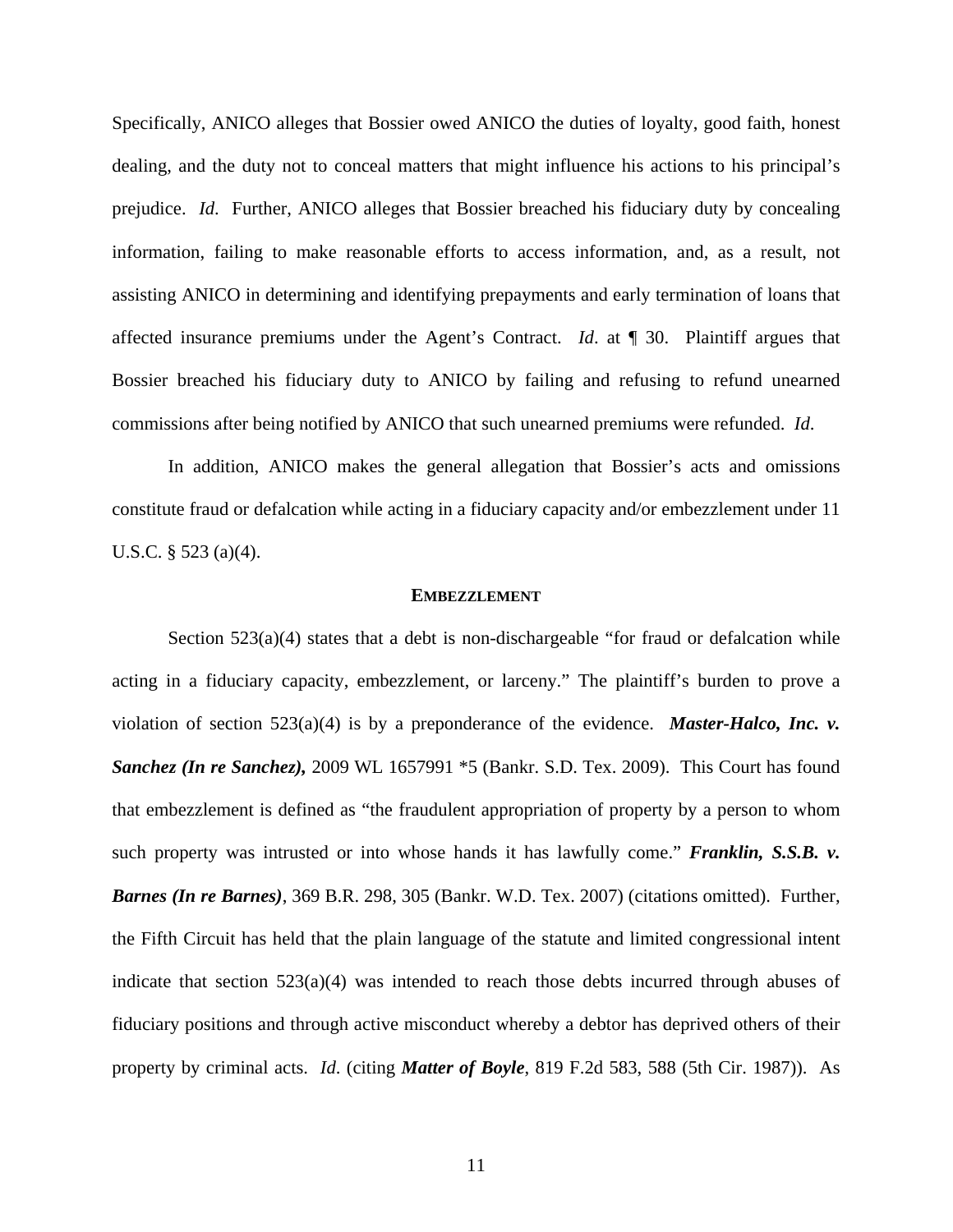Specifically, ANICO alleges that Bossier owed ANICO the duties of loyalty, good faith, honest dealing, and the duty not to conceal matters that might influence his actions to his principal's prejudice. *Id*. Further, ANICO alleges that Bossier breached his fiduciary duty by concealing information, failing to make reasonable efforts to access information, and, as a result, not assisting ANICO in determining and identifying prepayments and early termination of loans that affected insurance premiums under the Agent's Contract. *Id*. at ¶ 30. Plaintiff argues that Bossier breached his fiduciary duty to ANICO by failing and refusing to refund unearned commissions after being notified by ANICO that such unearned premiums were refunded. *Id*.

In addition, ANICO makes the general allegation that Bossier's acts and omissions constitute fraud or defalcation while acting in a fiduciary capacity and/or embezzlement under 11 U.S.C. § 523 (a)(4).

## EMBEZZLEMENT

Section 523(a)(4) states that a debt is non-dischargeable "for fraud or defalcation while acting in a fiduciary capacity, embezzlement, or larceny." The plaintiff's burden to prove a violation of section 523(a)(4) is by a preponderance of the evidence. ***Master-Halco, Inc. v. Sanchez (In re Sanchez),*** 2009 WL 1657991 *5 (Bankr. S.D. Tex. 2009). This Court has found that embezzlement is defined as "the fraudulent appropriation of property by a person to whom such property was intrusted or into whose hands it has lawfully come." ***Franklin, S.S.B. v. Barnes (In re Barnes)***, 369 B.R. 298, 305 (Bankr. W.D. Tex. 2007) (citations omitted). Further, the Fifth Circuit has held that the plain language of the statute and limited congressional intent indicate that section 523(a)(4) was intended to reach those debts incurred through abuses of fiduciary positions and through active misconduct whereby a debtor has deprived others of their property by criminal acts. *Id*. (citing ***Matter of Boyle***, 819 F.2d 583, 588 (5th Cir. 1987)). As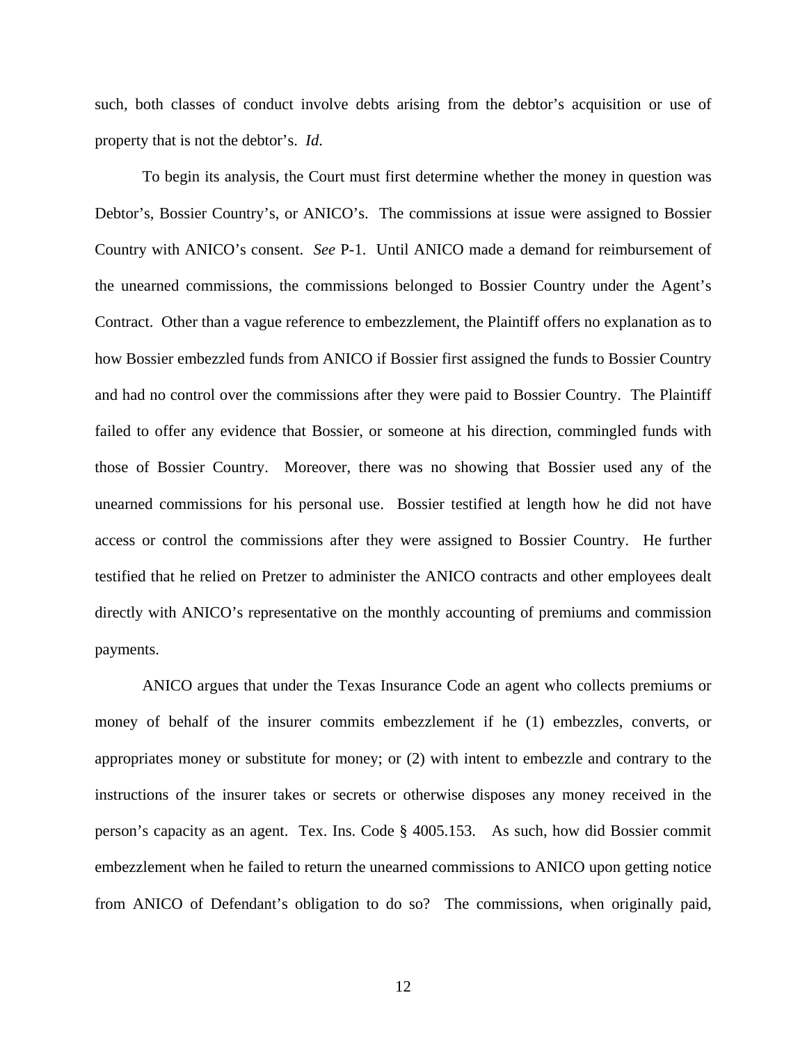such, both classes of conduct involve debts arising from the debtor's acquisition or use of property that is not the debtor's. *Id*.

To begin its analysis, the Court must first determine whether the money in question was Debtor's, Bossier Country's, or ANICO's. The commissions at issue were assigned to Bossier Country with ANICO's consent. *See* P-1. Until ANICO made a demand for reimbursement of the unearned commissions, the commissions belonged to Bossier Country under the Agent's Contract. Other than a vague reference to embezzlement, the Plaintiff offers no explanation as to how Bossier embezzled funds from ANICO if Bossier first assigned the funds to Bossier Country and had no control over the commissions after they were paid to Bossier Country. The Plaintiff failed to offer any evidence that Bossier, or someone at his direction, commingled funds with those of Bossier Country. Moreover, there was no showing that Bossier used any of the unearned commissions for his personal use. Bossier testified at length how he did not have access or control the commissions after they were assigned to Bossier Country. He further testified that he relied on Pretzer to administer the ANICO contracts and other employees dealt directly with ANICO's representative on the monthly accounting of premiums and commission payments.

ANICO argues that under the Texas Insurance Code an agent who collects premiums or money of behalf of the insurer commits embezzlement if he (1) embezzles, converts, or appropriates money or substitute for money; or (2) with intent to embezzle and contrary to the instructions of the insurer takes or secrets or otherwise disposes any money received in the person's capacity as an agent. Tex. Ins. Code § 4005.153. As such, how did Bossier commit embezzlement when he failed to return the unearned commissions to ANICO upon getting notice from ANICO of Defendant's obligation to do so? The commissions, when originally paid,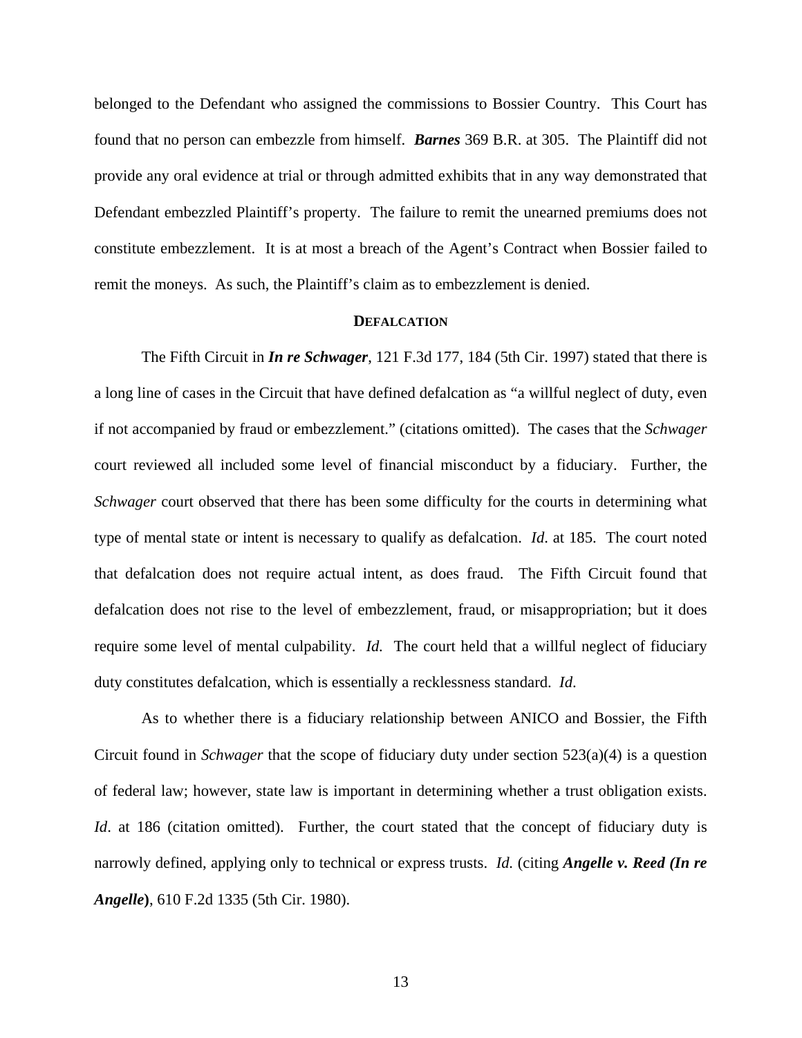belonged to the Defendant who assigned the commissions to Bossier Country. This Court has found that no person can embezzle from himself. ***Barnes*** 369 B.R. at 305. The Plaintiff did not provide any oral evidence at trial or through admitted exhibits that in any way demonstrated that Defendant embezzled Plaintiff's property. The failure to remit the unearned premiums does not constitute embezzlement. It is at most a breach of the Agent's Contract when Bossier failed to remit the moneys. As such, the Plaintiff's claim as to embezzlement is denied.

### DEFALCATION

The Fifth Circuit in ***In re Schwager***, 121 F.3d 177, 184 (5th Cir. 1997) stated that there is a long line of cases in the Circuit that have defined defalcation as "a willful neglect of duty, even if not accompanied by fraud or embezzlement." (citations omitted). The cases that the *Schwager* court reviewed all included some level of financial misconduct by a fiduciary. Further, the *Schwager* court observed that there has been some difficulty for the courts in determining what type of mental state or intent is necessary to qualify as defalcation. *Id.* at 185. The court noted that defalcation does not require actual intent, as does fraud. The Fifth Circuit found that defalcation does not rise to the level of embezzlement, fraud, or misappropriation; but it does require some level of mental culpability. *Id.* The court held that a willful neglect of fiduciary duty constitutes defalcation, which is essentially a recklessness standard. *Id.*

As to whether there is a fiduciary relationship between ANICO and Bossier, the Fifth Circuit found in *Schwager* that the scope of fiduciary duty under section 523(a)(4) is a question of federal law; however, state law is important in determining whether a trust obligation exists. *Id*. at 186 (citation omitted). Further, the court stated that the concept of fiduciary duty is narrowly defined, applying only to technical or express trusts. *Id.* (citing ***Angelle v. Reed (In re Angelle)***, 610 F.2d 1335 (5th Cir. 1980).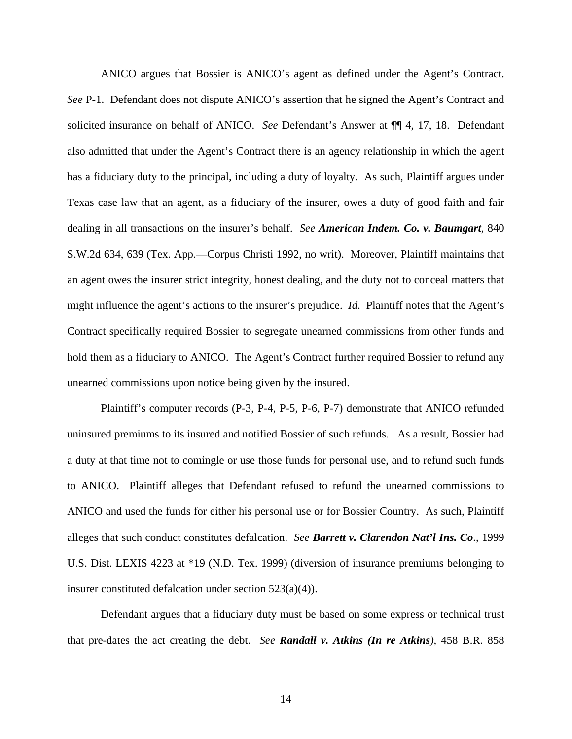ANICO argues that Bossier is ANICO's agent as defined under the Agent's Contract. *See* P-1. Defendant does not dispute ANICO's assertion that he signed the Agent's Contract and solicited insurance on behalf of ANICO. *See* Defendant's Answer at ¶¶ 4, 17, 18. Defendant also admitted that under the Agent's Contract there is an agency relationship in which the agent has a fiduciary duty to the principal, including a duty of loyalty. As such, Plaintiff argues under Texas case law that an agent, as a fiduciary of the insurer, owes a duty of good faith and fair dealing in all transactions on the insurer's behalf. *See* ***American Indem. Co. v. Baumgart***, 840 S.W.2d 634, 639 (Tex. App.—Corpus Christi 1992, no writ). Moreover, Plaintiff maintains that an agent owes the insurer strict integrity, honest dealing, and the duty not to conceal matters that might influence the agent's actions to the insurer's prejudice. *Id*. Plaintiff notes that the Agent's Contract specifically required Bossier to segregate unearned commissions from other funds and hold them as a fiduciary to ANICO. The Agent's Contract further required Bossier to refund any unearned commissions upon notice being given by the insured.

Plaintiff's computer records (P-3, P-4, P-5, P-6, P-7) demonstrate that ANICO refunded uninsured premiums to its insured and notified Bossier of such refunds. As a result, Bossier had a duty at that time not to comingle or use those funds for personal use, and to refund such funds to ANICO. Plaintiff alleges that Defendant refused to refund the unearned commissions to ANICO and used the funds for either his personal use or for Bossier Country. As such, Plaintiff alleges that such conduct constitutes defalcation. *See* ***Barrett v. Clarendon Nat'l Ins. Co***., 1999 U.S. Dist. LEXIS 4223 at *19 (N.D. Tex. 1999) (diversion of insurance premiums belonging to insurer constituted defalcation under section 523(a)(4)).

Defendant argues that a fiduciary duty must be based on some express or technical trust that pre-dates the act creating the debt. *See* ***Randall v. Atkins (In re Atkins)***, 458 B.R. 858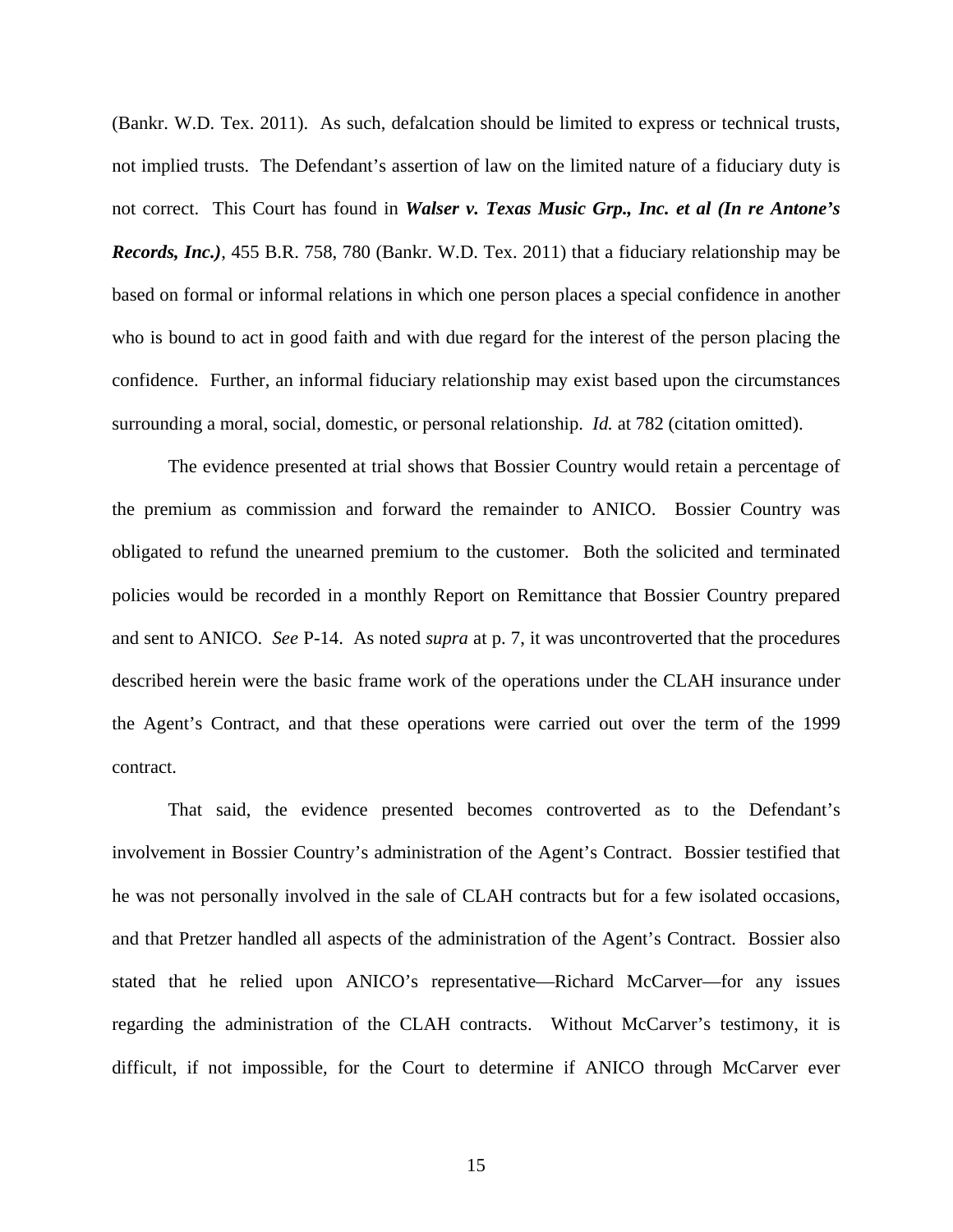(Bankr. W.D. Tex. 2011). As such, defalcation should be limited to express or technical trusts, not implied trusts. The Defendant's assertion of law on the limited nature of a fiduciary duty is not correct. This Court has found in ***Walser v. Texas Music Grp., Inc. et al (In re Antone's Records, Inc.)***, 455 B.R. 758, 780 (Bankr. W.D. Tex. 2011) that a fiduciary relationship may be based on formal or informal relations in which one person places a special confidence in another who is bound to act in good faith and with due regard for the interest of the person placing the confidence. Further, an informal fiduciary relationship may exist based upon the circumstances surrounding a moral, social, domestic, or personal relationship. *Id.* at 782 (citation omitted).

The evidence presented at trial shows that Bossier Country would retain a percentage of the premium as commission and forward the remainder to ANICO. Bossier Country was obligated to refund the unearned premium to the customer. Both the solicited and terminated policies would be recorded in a monthly Report on Remittance that Bossier Country prepared and sent to ANICO. *See* P-14. As noted *supra* at p. 7, it was uncontroverted that the procedures described herein were the basic frame work of the operations under the CLAH insurance under the Agent's Contract, and that these operations were carried out over the term of the 1999 contract.

That said, the evidence presented becomes controverted as to the Defendant's involvement in Bossier Country's administration of the Agent's Contract. Bossier testified that he was not personally involved in the sale of CLAH contracts but for a few isolated occasions, and that Pretzer handled all aspects of the administration of the Agent's Contract. Bossier also stated that he relied upon ANICO's representative—Richard McCarver—for any issues regarding the administration of the CLAH contracts. Without McCarver's testimony, it is difficult, if not impossible, for the Court to determine if ANICO through McCarver ever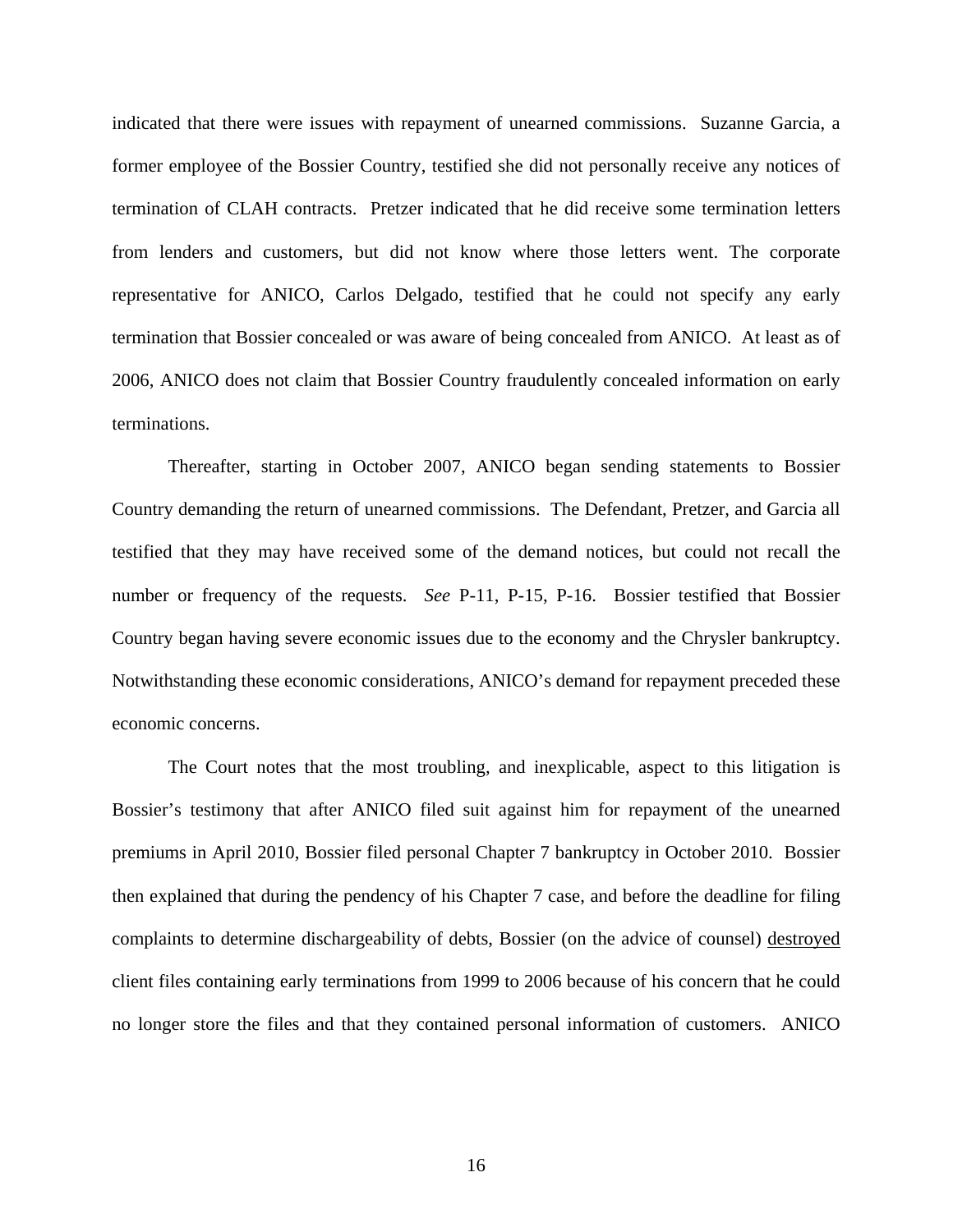indicated that there were issues with repayment of unearned commissions. Suzanne Garcia, a former employee of the Bossier Country, testified she did not personally receive any notices of termination of CLAH contracts. Pretzer indicated that he did receive some termination letters from lenders and customers, but did not know where those letters went. The corporate representative for ANICO, Carlos Delgado, testified that he could not specify any early termination that Bossier concealed or was aware of being concealed from ANICO. At least as of 2006, ANICO does not claim that Bossier Country fraudulently concealed information on early terminations.

Thereafter, starting in October 2007, ANICO began sending statements to Bossier Country demanding the return of unearned commissions. The Defendant, Pretzer, and Garcia all testified that they may have received some of the demand notices, but could not recall the number or frequency of the requests. *See* P-11, P-15, P-16. Bossier testified that Bossier Country began having severe economic issues due to the economy and the Chrysler bankruptcy. Notwithstanding these economic considerations, ANICO's demand for repayment preceded these economic concerns.

The Court notes that the most troubling, and inexplicable, aspect to this litigation is Bossier's testimony that after ANICO filed suit against him for repayment of the unearned premiums in April 2010, Bossier filed personal Chapter 7 bankruptcy in October 2010. Bossier then explained that during the pendency of his Chapter 7 case, and before the deadline for filing complaints to determine dischargeability of debts, Bossier (on the advice of counsel) <u>destroyed</u> client files containing early terminations from 1999 to 2006 because of his concern that he could no longer store the files and that they contained personal information of customers. ANICO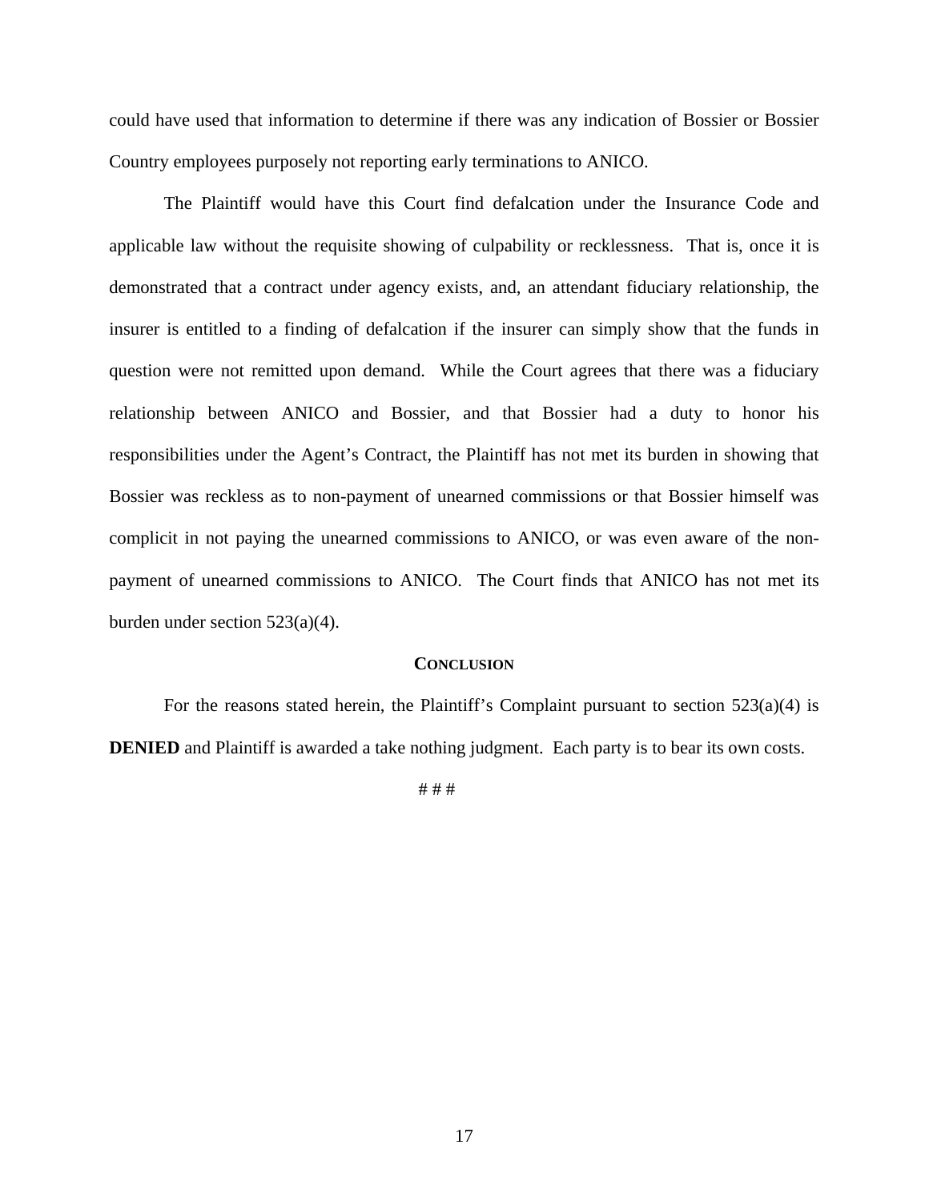could have used that information to determine if there was any indication of Bossier or Bossier Country employees purposely not reporting early terminations to ANICO.

The Plaintiff would have this Court find defalcation under the Insurance Code and applicable law without the requisite showing of culpability or recklessness. That is, once it is demonstrated that a contract under agency exists, and, an attendant fiduciary relationship, the insurer is entitled to a finding of defalcation if the insurer can simply show that the funds in question were not remitted upon demand. While the Court agrees that there was a fiduciary relationship between ANICO and Bossier, and that Bossier had a duty to honor his responsibilities under the Agent's Contract, the Plaintiff has not met its burden in showing that Bossier was reckless as to non-payment of unearned commissions or that Bossier himself was complicit in not paying the unearned commissions to ANICO, or was even aware of the non-payment of unearned commissions to ANICO. The Court finds that ANICO has not met its burden under section 523(a)(4).

## CONCLUSION

For the reasons stated herein, the Plaintiff's Complaint pursuant to section 523(a)(4) is **DENIED** and Plaintiff is awarded a take nothing judgment. Each party is to bear its own costs.

# # #